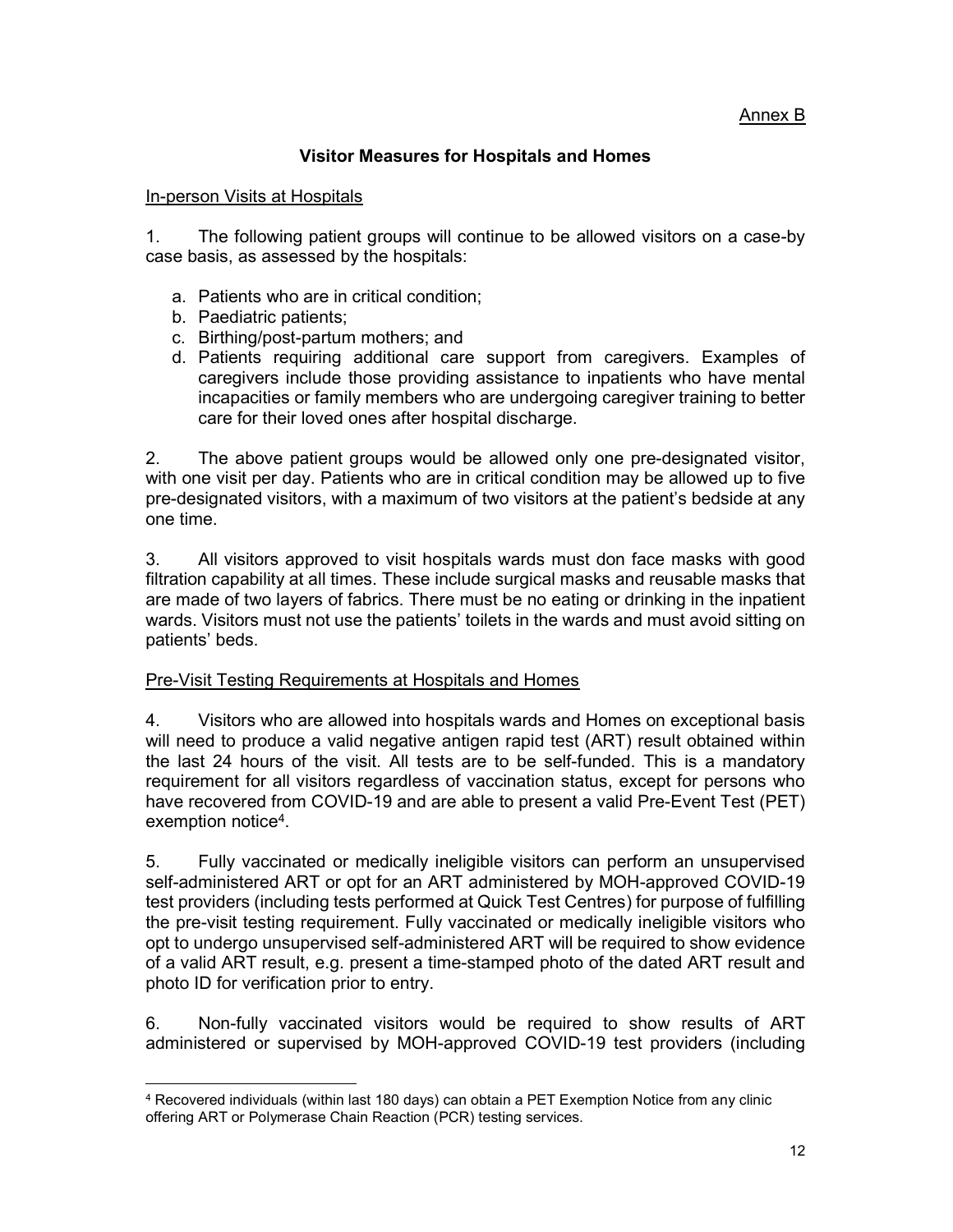Annex B

## Visitor Measures for Hospitals and Homes

In-person Visits at Hospitals

1. The following patient groups will continue to be allowed visitors on a case-by case basis, as assessed by the hospitals:

   a. Patients who are in critical condition;
   b. Paediatric patients;
   c. Birthing/post-partum mothers; and
   d. Patients requiring additional care support from caregivers. Examples of caregivers include those providing assistance to inpatients who have mental incapacities or family members who are undergoing caregiver training to better care for their loved ones after hospital discharge.

2. The above patient groups would be allowed only one pre-designated visitor, with one visit per day. Patients who are in critical condition may be allowed up to five pre-designated visitors, with a maximum of two visitors at the patient's bedside at any one time.

3. All visitors approved to visit hospitals wards must don face masks with good filtration capability at all times. These include surgical masks and reusable masks that are made of two layers of fabrics. There must be no eating or drinking in the inpatient wards. Visitors must not use the patients' toilets in the wards and must avoid sitting on patients' beds.

Pre-Visit Testing Requirements at Hospitals and Homes

4. Visitors who are allowed into hospitals wards and Homes on exceptional basis will need to produce a valid negative antigen rapid test (ART) result obtained within the last 24 hours of the visit. All tests are to be self-funded. This is a mandatory requirement for all visitors regardless of vaccination status, except for persons who have recovered from COVID-19 and are able to present a valid Pre-Event Test (PET) exemption notice[4].

5. Fully vaccinated or medically ineligible visitors can perform an unsupervised self-administered ART or opt for an ART administered by MOH-approved COVID-19 test providers (including tests performed at Quick Test Centres) for purpose of fulfilling the pre-visit testing requirement. Fully vaccinated or medically ineligible visitors who opt to undergo unsupervised self-administered ART will be required to show evidence of a valid ART result, e.g. present a time-stamped photo of the dated ART result and photo ID for verification prior to entry.

6. Non-fully vaccinated visitors would be required to show results of ART administered or supervised by MOH-approved COVID-19 test providers (including

[4] Recovered individuals (within last 180 days) can obtain a PET Exemption Notice from any clinic offering ART or Polymerase Chain Reaction (PCR) testing services.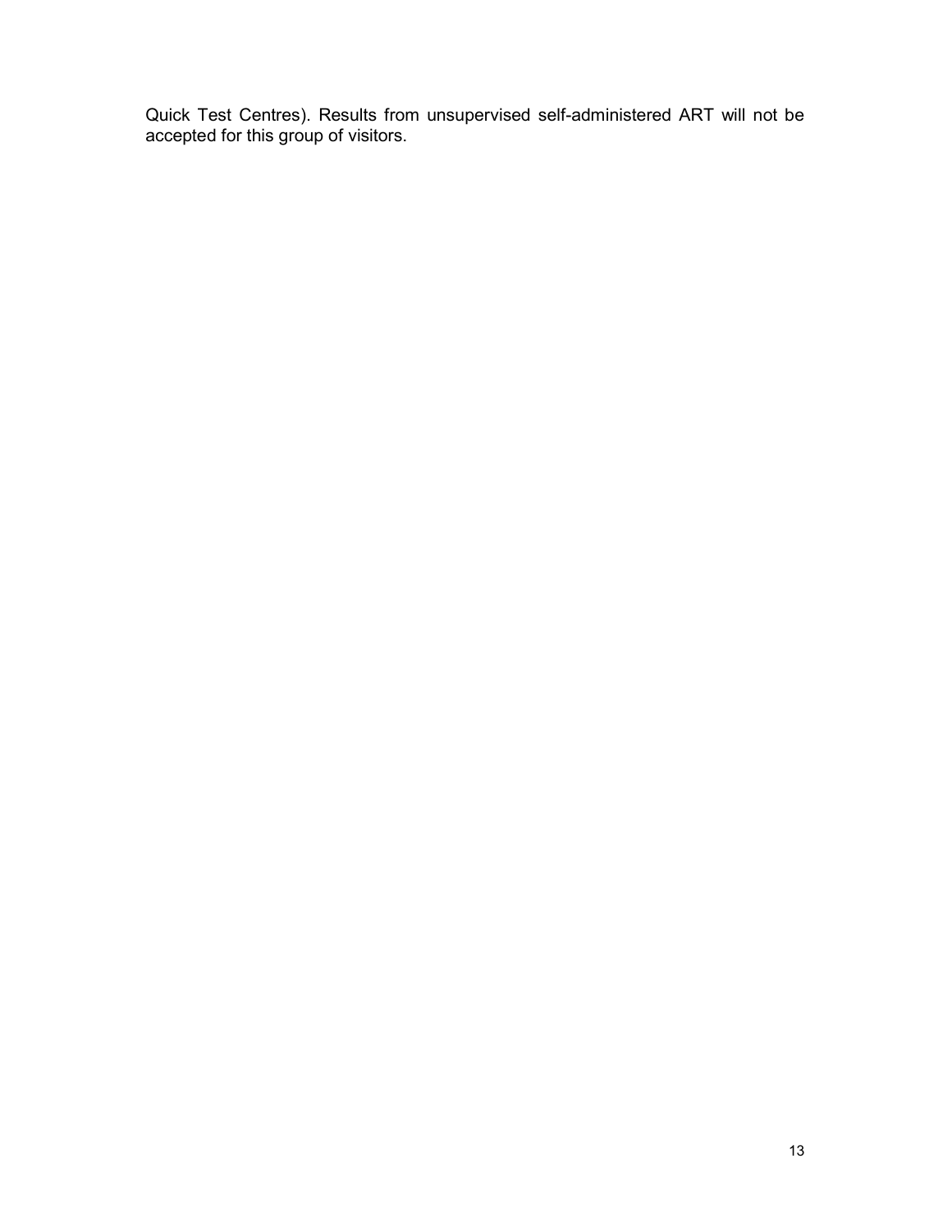Quick Test Centres). Results from unsupervised self-administered ART will not be accepted for this group of visitors.